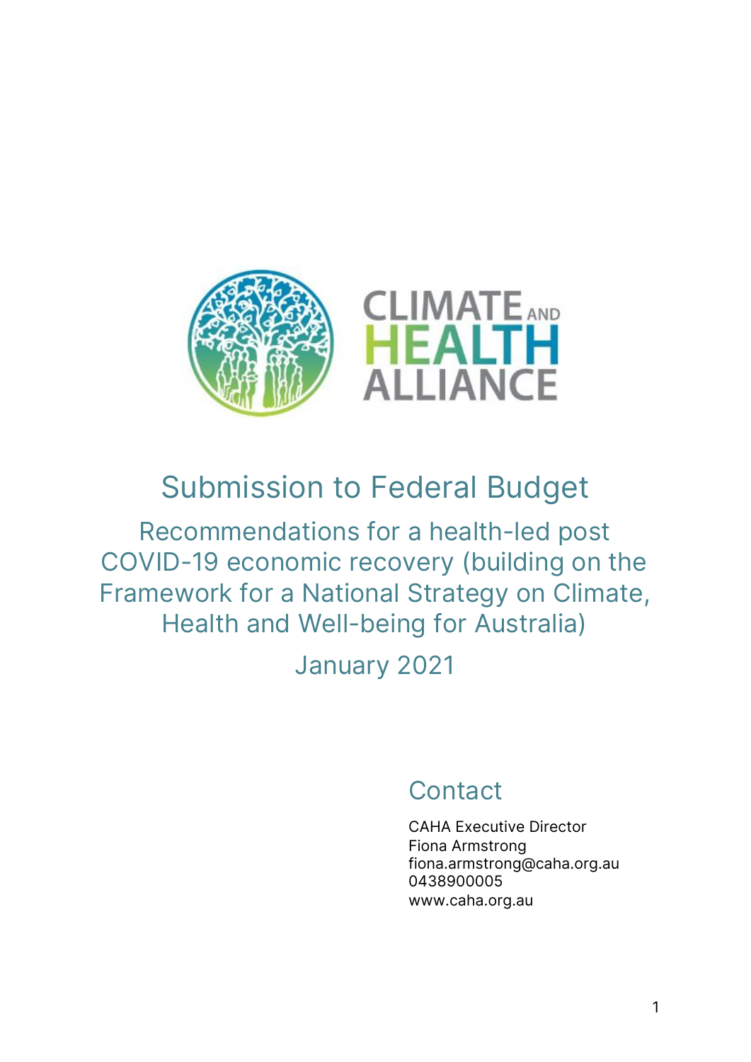CLIMATE AND HEALTH ALLIANCE

# Submission to Federal Budget

## Recommendations for a health-led post COVID-19 economic recovery (building on the Framework for a National Strategy on Climate, Health and Well-being for Australia)

January 2021

### Contact

CAHA Executive Director
Fiona Armstrong
fiona.armstrong@caha.org.au
0438900005
www.caha.org.au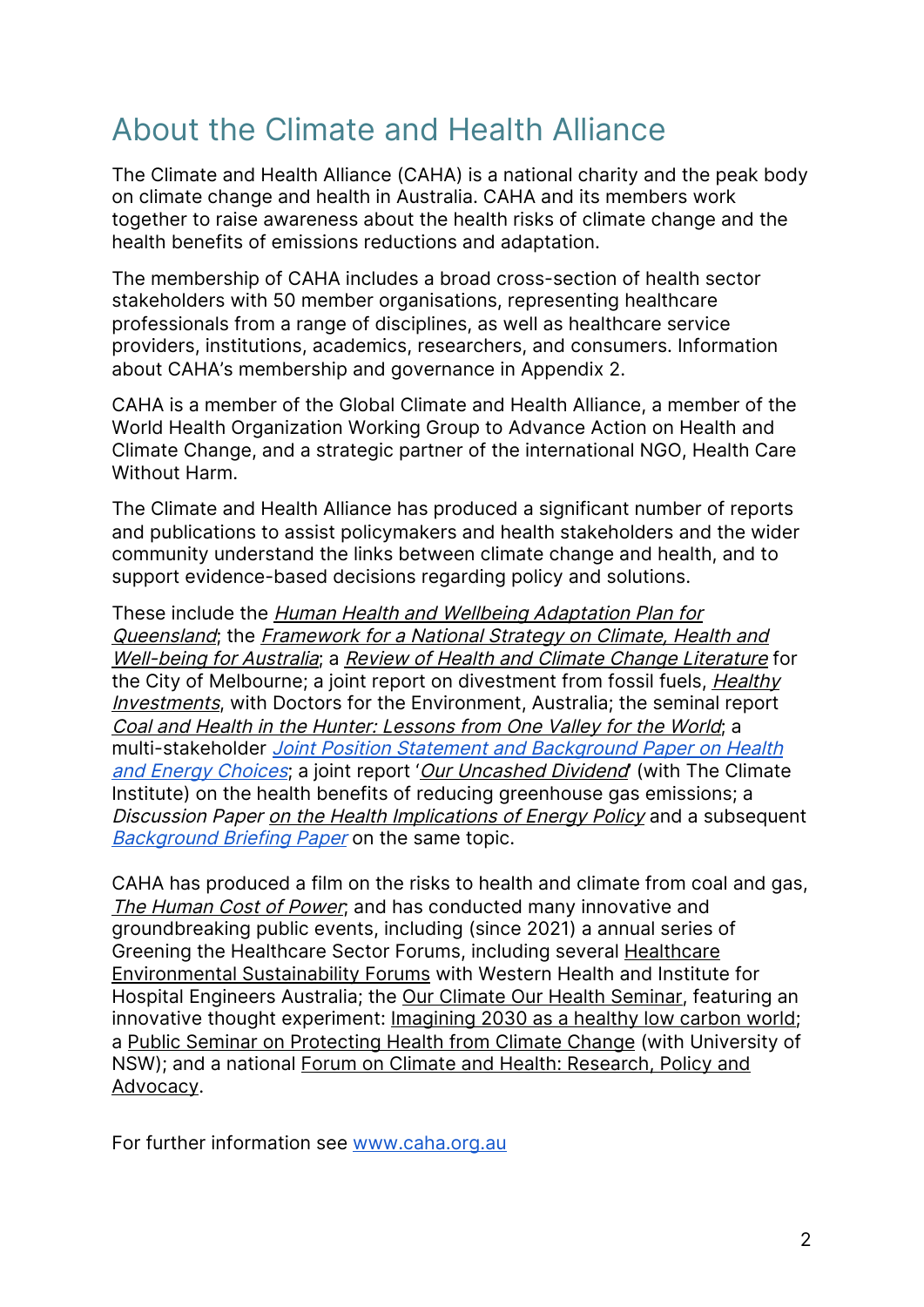# About the Climate and Health Alliance

The Climate and Health Alliance (CAHA) is a national charity and the peak body on climate change and health in Australia. CAHA and its members work together to raise awareness about the health risks of climate change and the health benefits of emissions reductions and adaptation.

The membership of CAHA includes a broad cross-section of health sector stakeholders with 50 member organisations, representing healthcare professionals from a range of disciplines, as well as healthcare service providers, institutions, academics, researchers, and consumers. Information about CAHA's membership and governance in Appendix 2.

CAHA is a member of the Global Climate and Health Alliance, a member of the World Health Organization Working Group to Advance Action on Health and Climate Change, and a strategic partner of the international NGO, Health Care Without Harm.

The Climate and Health Alliance has produced a significant number of reports and publications to assist policymakers and health stakeholders and the wider community understand the links between climate change and health, and to support evidence-based decisions regarding policy and solutions.

These include the *Human Health and Wellbeing Adaptation Plan for Queensland*; the *Framework for a National Strategy on Climate, Health and Well-being for Australia*; a *Review of Health and Climate Change Literature* for the City of Melbourne; a joint report on divestment from fossil fuels, *Healthy Investments*, with Doctors for the Environment, Australia; the seminal report *Coal and Health in the Hunter: Lessons from One Valley for the World*; a multi-stakeholder *Joint Position Statement and Background Paper on Health and Energy Choices*; a joint report '*Our Uncashed Dividend*' (with The Climate Institute) on the health benefits of reducing greenhouse gas emissions; a *Discussion Paper on the Health Implications of Energy Policy* and a subsequent *Background Briefing Paper* on the same topic.

CAHA has produced a film on the risks to health and climate from coal and gas, *The Human Cost of Power*; and has conducted many innovative and groundbreaking public events, including (since 2021) a annual series of Greening the Healthcare Sector Forums, including several Healthcare Environmental Sustainability Forums with Western Health and Institute for Hospital Engineers Australia; the Our Climate Our Health Seminar, featuring an innovative thought experiment: Imagining 2030 as a healthy low carbon world; a Public Seminar on Protecting Health from Climate Change (with University of NSW); and a national Forum on Climate and Health: Research, Policy and Advocacy.

For further information see www.caha.org.au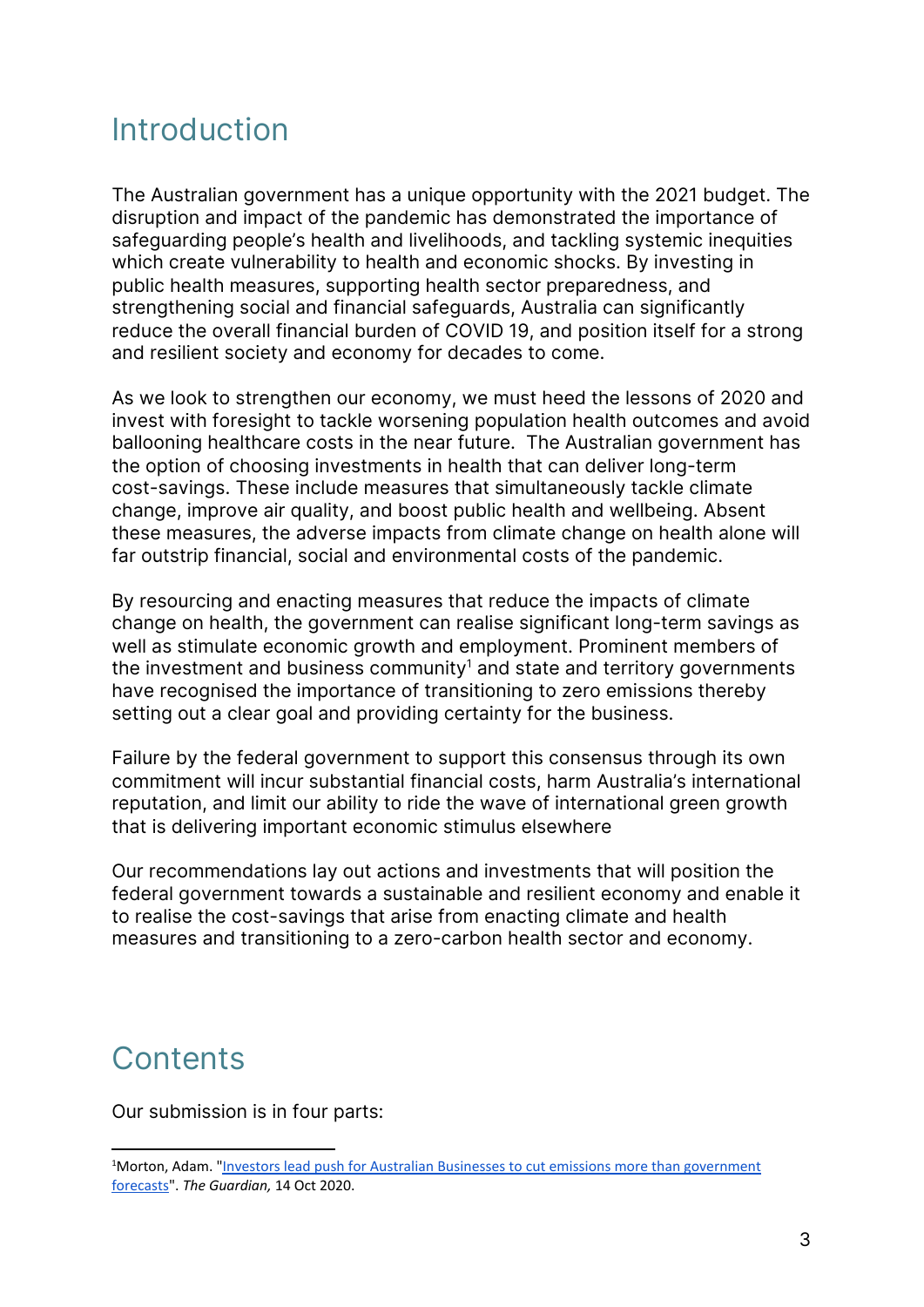# Introduction

The Australian government has a unique opportunity with the 2021 budget. The disruption and impact of the pandemic has demonstrated the importance of safeguarding people's health and livelihoods, and tackling systemic inequities which create vulnerability to health and economic shocks. By investing in public health measures, supporting health sector preparedness, and strengthening social and financial safeguards, Australia can significantly reduce the overall financial burden of COVID 19, and position itself for a strong and resilient society and economy for decades to come.

As we look to strengthen our economy, we must heed the lessons of 2020 and invest with foresight to tackle worsening population health outcomes and avoid ballooning healthcare costs in the near future. The Australian government has the option of choosing investments in health that can deliver long-term cost-savings. These include measures that simultaneously tackle climate change, improve air quality, and boost public health and wellbeing. Absent these measures, the adverse impacts from climate change on health alone will far outstrip financial, social and environmental costs of the pandemic.

By resourcing and enacting measures that reduce the impacts of climate change on health, the government can realise significant long-term savings as well as stimulate economic growth and employment. Prominent members of the investment and business community[1] and state and territory governments have recognised the importance of transitioning to zero emissions thereby setting out a clear goal and providing certainty for the business.

Failure by the federal government to support this consensus through its own commitment will incur substantial financial costs, harm Australia's international reputation, and limit our ability to ride the wave of international green growth that is delivering important economic stimulus elsewhere

Our recommendations lay out actions and investments that will position the federal government towards a sustainable and resilient economy and enable it to realise the cost-savings that arise from enacting climate and health measures and transitioning to a zero-carbon health sector and economy.

# Contents

Our submission is in four parts:

---

[1] Morton, Adam. "Investors lead push for Australian Businesses to cut emissions more than government forecasts". *The Guardian,* 14 Oct 2020.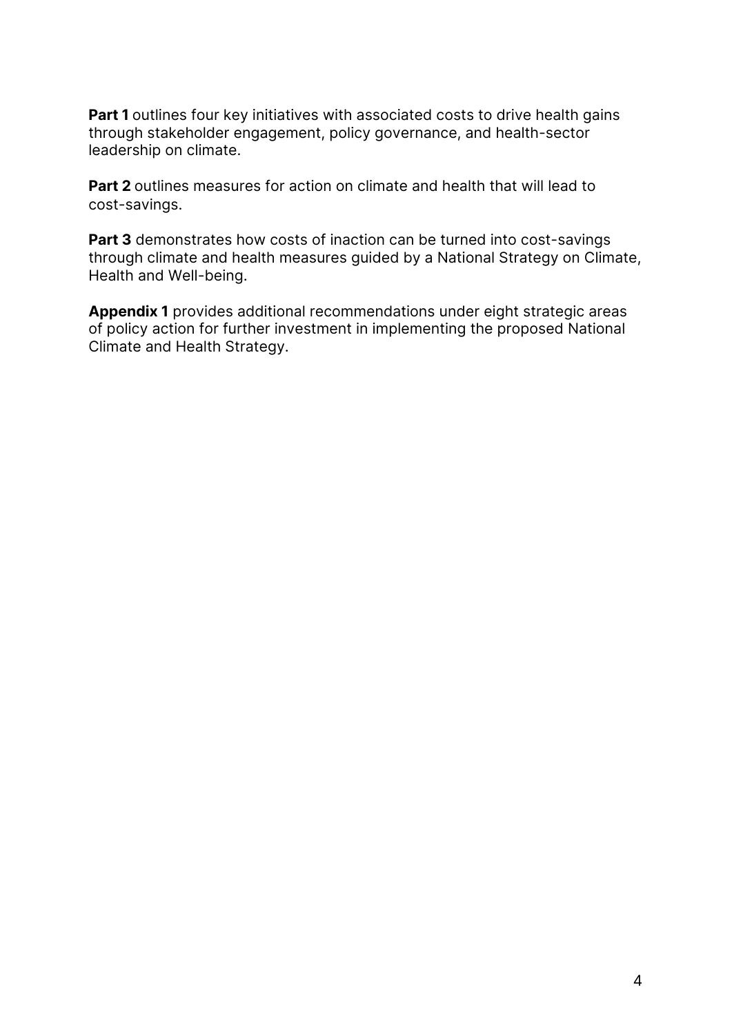**Part 1** outlines four key initiatives with associated costs to drive health gains through stakeholder engagement, policy governance, and health-sector leadership on climate.

**Part 2** outlines measures for action on climate and health that will lead to cost-savings.

**Part 3** demonstrates how costs of inaction can be turned into cost-savings through climate and health measures guided by a National Strategy on Climate, Health and Well-being.

**Appendix 1** provides additional recommendations under eight strategic areas of policy action for further investment in implementing the proposed National Climate and Health Strategy.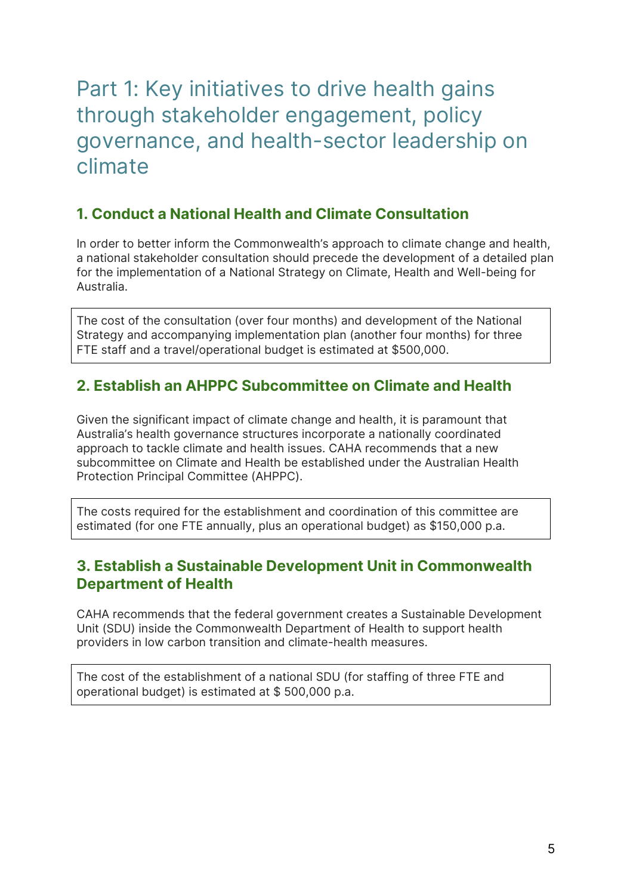# Part 1: Key initiatives to drive health gains through stakeholder engagement, policy governance, and health-sector leadership on climate

## 1. Conduct a National Health and Climate Consultation

In order to better inform the Commonwealth's approach to climate change and health, a national stakeholder consultation should precede the development of a detailed plan for the implementation of a National Strategy on Climate, Health and Well-being for Australia.

> The cost of the consultation (over four months) and development of the National Strategy and accompanying implementation plan (another four months) for three FTE staff and a travel/operational budget is estimated at $500,000.

## 2. Establish an AHPPC Subcommittee on Climate and Health

Given the significant impact of climate change and health, it is paramount that Australia's health governance structures incorporate a nationally coordinated approach to tackle climate and health issues. CAHA recommends that a new subcommittee on Climate and Health be established under the Australian Health Protection Principal Committee (AHPPC).

> The costs required for the establishment and coordination of this committee are estimated (for one FTE annually, plus an operational budget) as $150,000 p.a.

## 3. Establish a Sustainable Development Unit in Commonwealth Department of Health

CAHA recommends that the federal government creates a Sustainable Development Unit (SDU) inside the Commonwealth Department of Health to support health providers in low carbon transition and climate-health measures.

> The cost of the establishment of a national SDU (for staffing of three FTE and operational budget) is estimated at $ 500,000 p.a.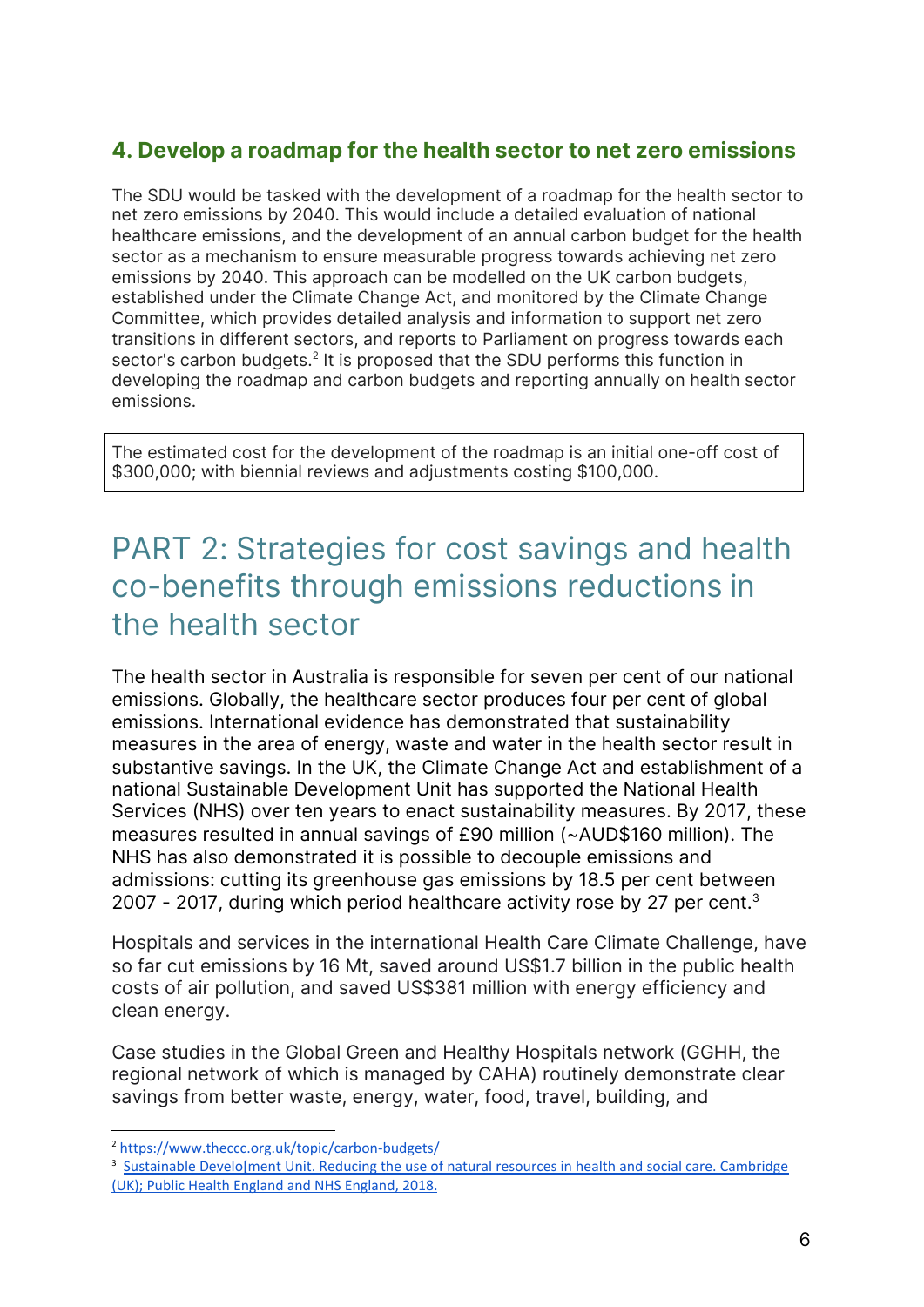### 4. Develop a roadmap for the health sector to net zero emissions

The SDU would be tasked with the development of a roadmap for the health sector to net zero emissions by 2040. This would include a detailed evaluation of national healthcare emissions, and the development of an annual carbon budget for the health sector as a mechanism to ensure measurable progress towards achieving net zero emissions by 2040. This approach can be modelled on the UK carbon budgets, established under the Climate Change Act, and monitored by the Climate Change Committee, which provides detailed analysis and information to support net zero transitions in different sectors, and reports to Parliament on progress towards each sector's carbon budgets.[2] It is proposed that the SDU performs this function in developing the roadmap and carbon budgets and reporting annually on health sector emissions.

> The estimated cost for the development of the roadmap is an initial one-off cost of $300,000; with biennial reviews and adjustments costing $100,000.

# PART 2: Strategies for cost savings and health co-benefits through emissions reductions in the health sector

The health sector in Australia is responsible for seven per cent of our national emissions. Globally, the healthcare sector produces four per cent of global emissions. International evidence has demonstrated that sustainability measures in the area of energy, waste and water in the health sector result in substantive savings. In the UK, the Climate Change Act and establishment of a national Sustainable Development Unit has supported the National Health Services (NHS) over ten years to enact sustainability measures. By 2017, these measures resulted in annual savings of £90 million (~AUD$160 million). The NHS has also demonstrated it is possible to decouple emissions and admissions: cutting its greenhouse gas emissions by 18.5 per cent between 2007 - 2017, during which period healthcare activity rose by 27 per cent.[3]

Hospitals and services in the international Health Care Climate Challenge, have so far cut emissions by 16 Mt, saved around US$1.7 billion in the public health costs of air pollution, and saved US$381 million with energy efficiency and clean energy.

Case studies in the Global Green and Healthy Hospitals network (GGHH, the regional network of which is managed by CAHA) routinely demonstrate clear savings from better waste, energy, water, food, travel, building, and

---

[2] https://www.theccc.org.uk/topic/carbon-budgets/

[3] Sustainable Develo[ment Unit. Reducing the use of natural resources in health and social care. Cambridge (UK); Public Health England and NHS England, 2018.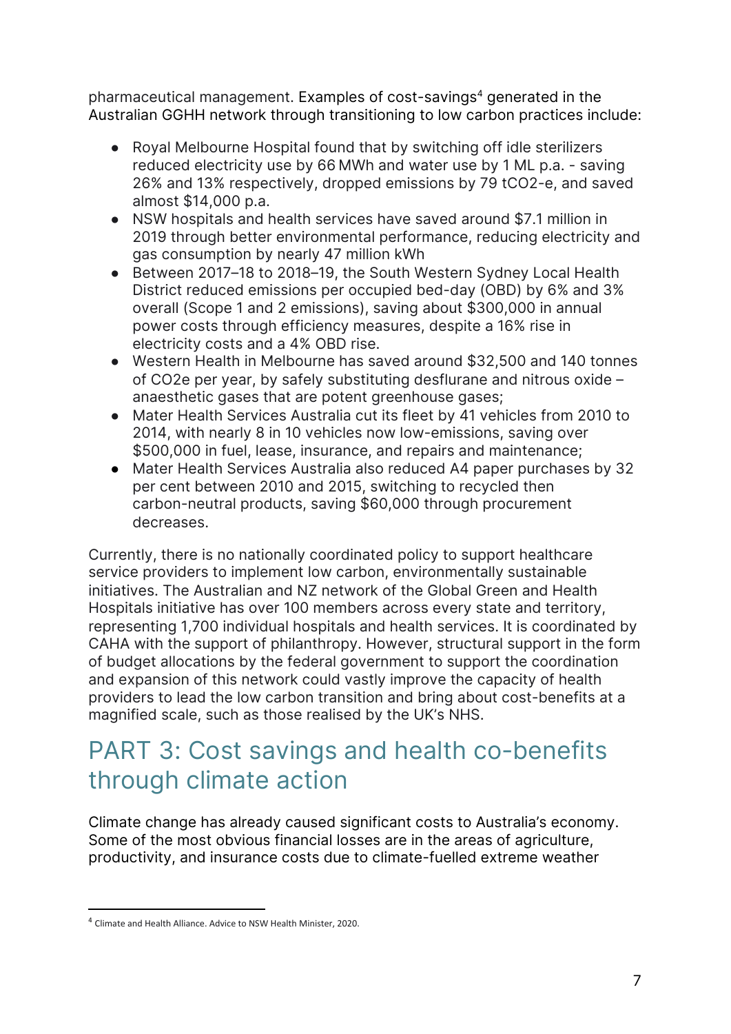pharmaceutical management. Examples of cost-savings[4] generated in the Australian GGHH network through transitioning to low carbon practices include:

- Royal Melbourne Hospital found that by switching off idle sterilizers reduced electricity use by 66 MWh and water use by 1 ML p.a. - saving 26% and 13% respectively, dropped emissions by 79 tCO2-e, and saved almost $14,000 p.a.
- NSW hospitals and health services have saved around $7.1 million in 2019 through better environmental performance, reducing electricity and gas consumption by nearly 47 million kWh
- Between 2017–18 to 2018–19, the South Western Sydney Local Health District reduced emissions per occupied bed-day (OBD) by 6% and 3% overall (Scope 1 and 2 emissions), saving about $300,000 in annual power costs through efficiency measures, despite a 16% rise in electricity costs and a 4% OBD rise.
- Western Health in Melbourne has saved around $32,500 and 140 tonnes of CO2e per year, by safely substituting desflurane and nitrous oxide – anaesthetic gases that are potent greenhouse gases;
- Mater Health Services Australia cut its fleet by 41 vehicles from 2010 to 2014, with nearly 8 in 10 vehicles now low-emissions, saving over $500,000 in fuel, lease, insurance, and repairs and maintenance;
- Mater Health Services Australia also reduced A4 paper purchases by 32 per cent between 2010 and 2015, switching to recycled then carbon-neutral products, saving $60,000 through procurement decreases.

Currently, there is no nationally coordinated policy to support healthcare service providers to implement low carbon, environmentally sustainable initiatives. The Australian and NZ network of the Global Green and Health Hospitals initiative has over 100 members across every state and territory, representing 1,700 individual hospitals and health services. It is coordinated by CAHA with the support of philanthropy. However, structural support in the form of budget allocations by the federal government to support the coordination and expansion of this network could vastly improve the capacity of health providers to lead the low carbon transition and bring about cost-benefits at a magnified scale, such as those realised by the UK's NHS.

## PART 3: Cost savings and health co-benefits through climate action

Climate change has already caused significant costs to Australia's economy. Some of the most obvious financial losses are in the areas of agriculture, productivity, and insurance costs due to climate-fuelled extreme weather

---

[4] Climate and Health Alliance. Advice to NSW Health Minister, 2020.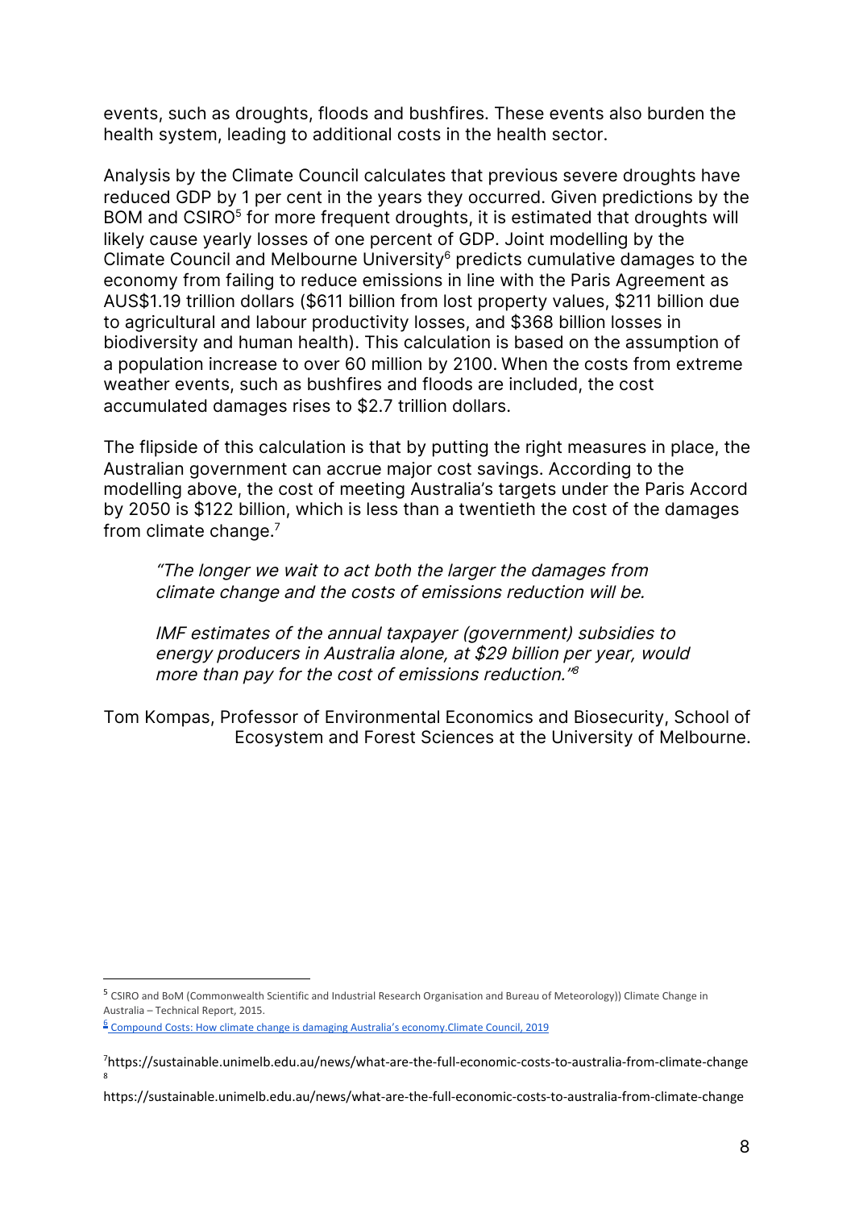events, such as droughts, floods and bushfires. These events also burden the health system, leading to additional costs in the health sector.

Analysis by the Climate Council calculates that previous severe droughts have reduced GDP by 1 per cent in the years they occurred. Given predictions by the BOM and CSIRO[5] for more frequent droughts, it is estimated that droughts will likely cause yearly losses of one percent of GDP. Joint modelling by the Climate Council and Melbourne University[6] predicts cumulative damages to the economy from failing to reduce emissions in line with the Paris Agreement as AUS$1.19 trillion dollars ($611 billion from lost property values, $211 billion due to agricultural and labour productivity losses, and $368 billion losses in biodiversity and human health). This calculation is based on the assumption of a population increase to over 60 million by 2100. When the costs from extreme weather events, such as bushfires and floods are included, the cost accumulated damages rises to $2.7 trillion dollars.

The flipside of this calculation is that by putting the right measures in place, the Australian government can accrue major cost savings. According to the modelling above, the cost of meeting Australia's targets under the Paris Accord by 2050 is $122 billion, which is less than a twentieth the cost of the damages from climate change.[7]

> *"The longer we wait to act both the larger the damages from climate change and the costs of emissions reduction will be.*
>
> *IMF estimates of the annual taxpayer (government) subsidies to energy producers in Australia alone, at $29 billion per year, would more than pay for the cost of emissions reduction."*[8]

Tom Kompas, Professor of Environmental Economics and Biosecurity, School of Ecosystem and Forest Sciences at the University of Melbourne.

---

[5] CSIRO and BoM (Commonwealth Scientific and Industrial Research Organisation and Bureau of Meteorology)) Climate Change in Australia – Technical Report, 2015.

[6] Compound Costs: How climate change is damaging Australia's economy.Climate Council, 2019

[7] https://sustainable.unimelb.edu.au/news/what-are-the-full-economic-costs-to-australia-from-climate-change

[8] https://sustainable.unimelb.edu.au/news/what-are-the-full-economic-costs-to-australia-from-climate-change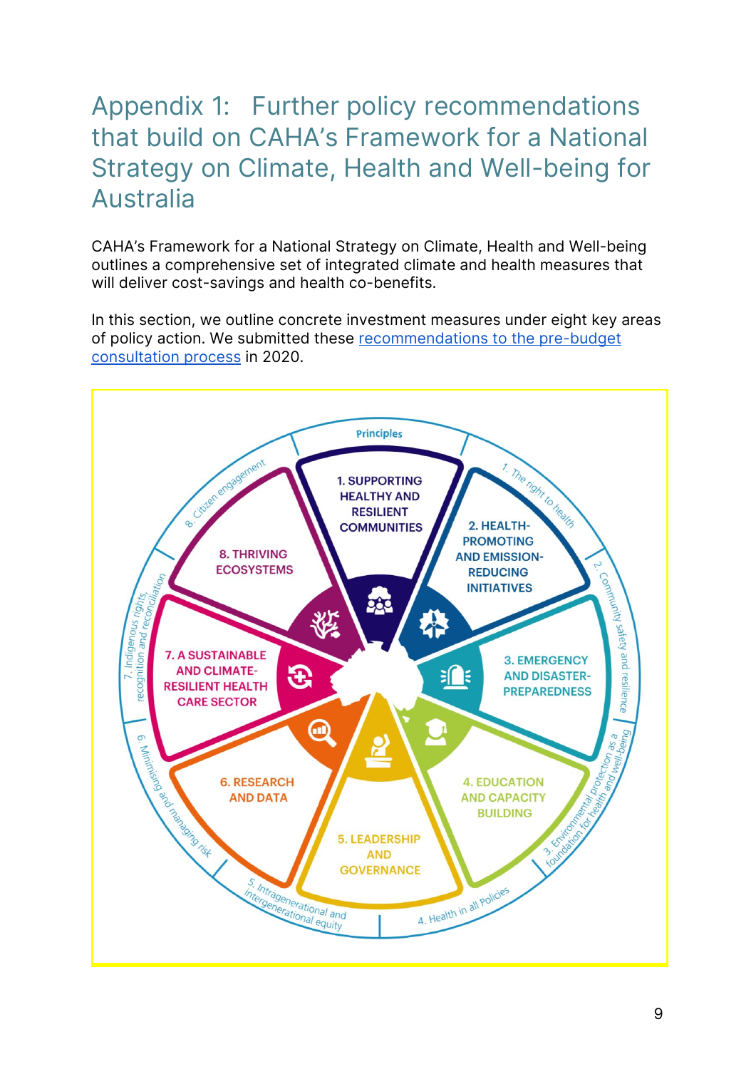# Appendix 1: Further policy recommendations that build on CAHA's Framework for a National Strategy on Climate, Health and Well-being for Australia

CAHA's Framework for a National Strategy on Climate, Health and Well-being outlines a comprehensive set of integrated climate and health measures that will deliver cost-savings and health co-benefits.

In this section, we outline concrete investment measures under eight key areas of policy action. We submitted these recommendations to the pre-budget consultation process in 2020.

Principles

1. SUPPORTING HEALTHY AND RESILIENT COMMUNITIES
2. HEALTH-PROMOTING AND EMISSION-REDUCING INITIATIVES
3. EMERGENCY AND DISASTER-PREPAREDNESS
4. EDUCATION AND CAPACITY BUILDING
5. LEADERSHIP AND GOVERNANCE
6. RESEARCH AND DATA
7. A SUSTAINABLE AND CLIMATE-RESILIENT HEALTH CARE SECTOR
8. THRIVING ECOSYSTEMS

1. The right to health
2. Community safety and resilience
3. Environmental protection as a foundation for health and well-being
4. Health in all Policies
5. Intragenerational and intergenerational equity
6. Minimising and managing risk
7. Indigenous rights, recognition and reconciliation
8. Citizen engagement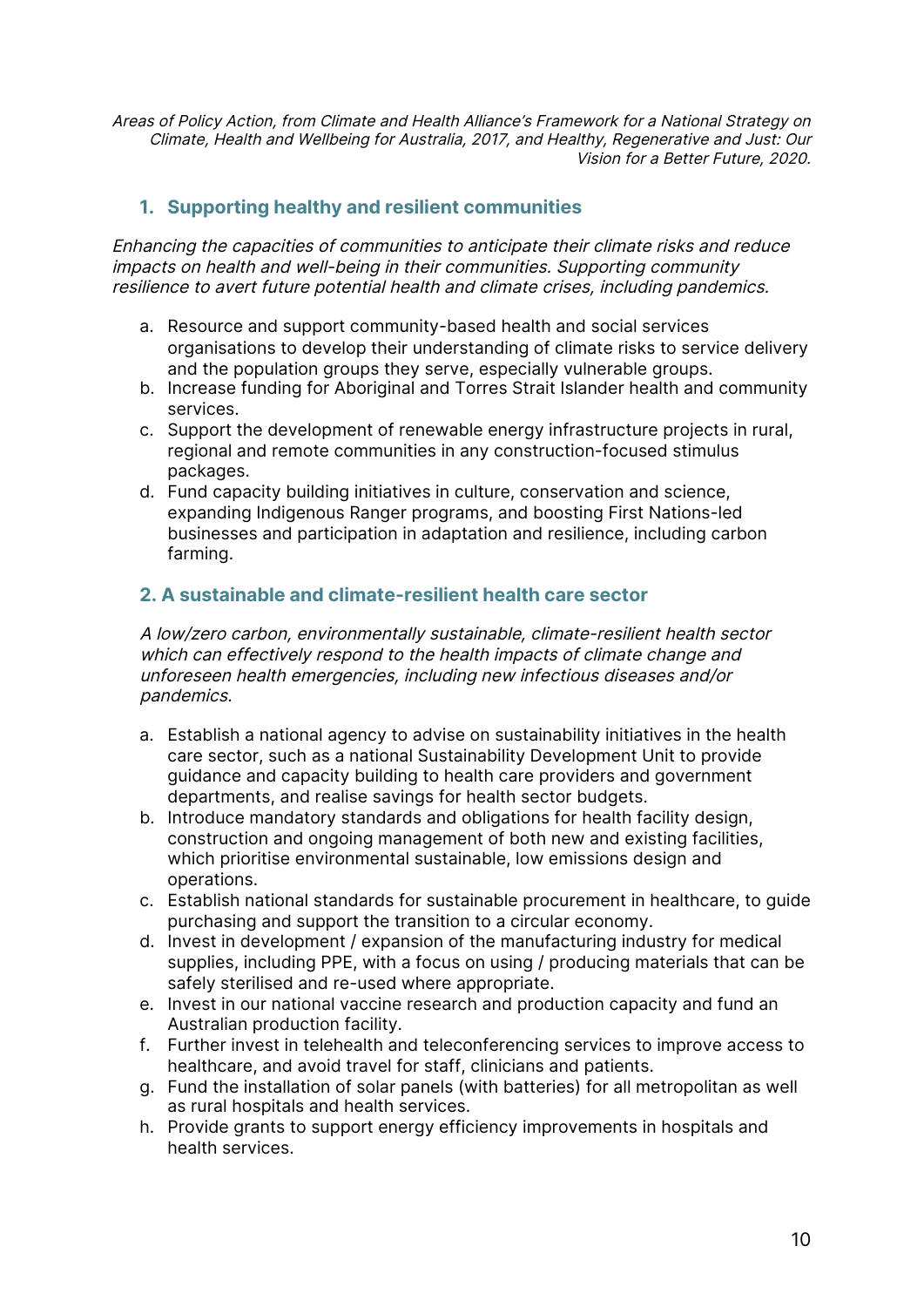*Areas of Policy Action, from Climate and Health Alliance's Framework for a National Strategy on Climate, Health and Wellbeing for Australia, 2017, and Healthy, Regenerative and Just: Our Vision for a Better Future, 2020.*

## 1. Supporting healthy and resilient communities

*Enhancing the capacities of communities to anticipate their climate risks and reduce impacts on health and well-being in their communities. Supporting community resilience to avert future potential health and climate crises, including pandemics.*

a. Resource and support community-based health and social services organisations to develop their understanding of climate risks to service delivery and the population groups they serve, especially vulnerable groups.
b. Increase funding for Aboriginal and Torres Strait Islander health and community services.
c. Support the development of renewable energy infrastructure projects in rural, regional and remote communities in any construction-focused stimulus packages.
d. Fund capacity building initiatives in culture, conservation and science, expanding Indigenous Ranger programs, and boosting First Nations-led businesses and participation in adaptation and resilience, including carbon farming.

## 2. A sustainable and climate-resilient health care sector

*A low/zero carbon, environmentally sustainable, climate-resilient health sector which can effectively respond to the health impacts of climate change and unforeseen health emergencies, including new infectious diseases and/or pandemics.*

a. Establish a national agency to advise on sustainability initiatives in the health care sector, such as a national Sustainability Development Unit to provide guidance and capacity building to health care providers and government departments, and realise savings for health sector budgets.
b. Introduce mandatory standards and obligations for health facility design, construction and ongoing management of both new and existing facilities, which prioritise environmental sustainable, low emissions design and operations.
c. Establish national standards for sustainable procurement in healthcare, to guide purchasing and support the transition to a circular economy.
d. Invest in development / expansion of the manufacturing industry for medical supplies, including PPE, with a focus on using / producing materials that can be safely sterilised and re-used where appropriate.
e. Invest in our national vaccine research and production capacity and fund an Australian production facility.
f. Further invest in telehealth and teleconferencing services to improve access to healthcare, and avoid travel for staff, clinicians and patients.
g. Fund the installation of solar panels (with batteries) for all metropolitan as well as rural hospitals and health services.
h. Provide grants to support energy efficiency improvements in hospitals and health services.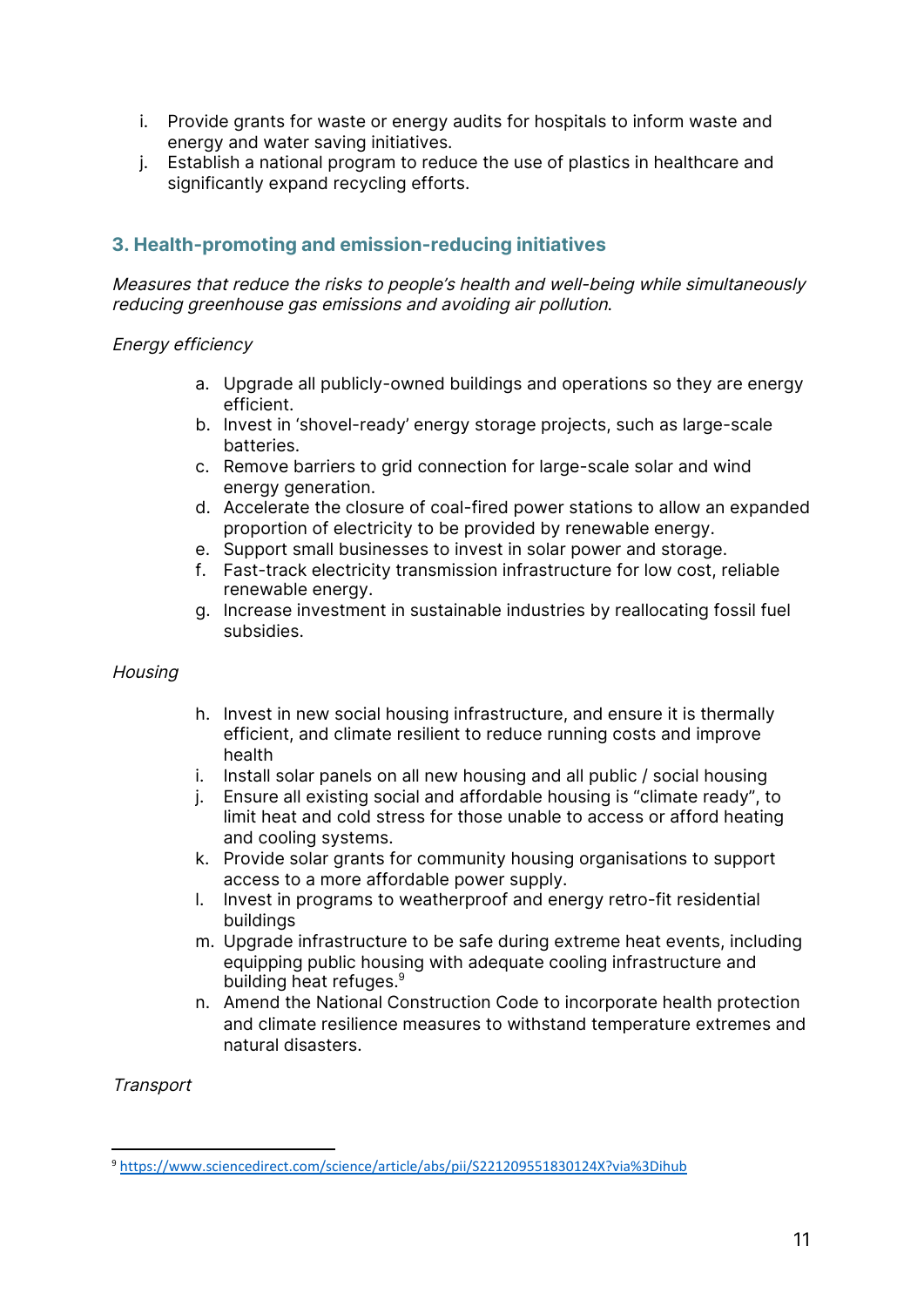i. Provide grants for waste or energy audits for hospitals to inform waste and energy and water saving initiatives.
j. Establish a national program to reduce the use of plastics in healthcare and significantly expand recycling efforts.

## 3. Health-promoting and emission-reducing initiatives

*Measures that reduce the risks to people's health and well-being while simultaneously reducing greenhouse gas emissions and avoiding air pollution.*

*Energy efficiency*

a. Upgrade all publicly-owned buildings and operations so they are energy efficient.
b. Invest in 'shovel-ready' energy storage projects, such as large-scale batteries.
c. Remove barriers to grid connection for large-scale solar and wind energy generation.
d. Accelerate the closure of coal-fired power stations to allow an expanded proportion of electricity to be provided by renewable energy.
e. Support small businesses to invest in solar power and storage.
f. Fast-track electricity transmission infrastructure for low cost, reliable renewable energy.
g. Increase investment in sustainable industries by reallocating fossil fuel subsidies.

*Housing*

h. Invest in new social housing infrastructure, and ensure it is thermally efficient, and climate resilient to reduce running costs and improve health
i. Install solar panels on all new housing and all public / social housing
j. Ensure all existing social and affordable housing is "climate ready", to limit heat and cold stress for those unable to access or afford heating and cooling systems.
k. Provide solar grants for community housing organisations to support access to a more affordable power supply.
l. Invest in programs to weatherproof and energy retro-fit residential buildings
m. Upgrade infrastructure to be safe during extreme heat events, including equipping public housing with adequate cooling infrastructure and building heat refuges.[9]
n. Amend the National Construction Code to incorporate health protection and climate resilience measures to withstand temperature extremes and natural disasters.

*Transport*

[9] https://www.sciencedirect.com/science/article/abs/pii/S221209551830124X?via%3Dihub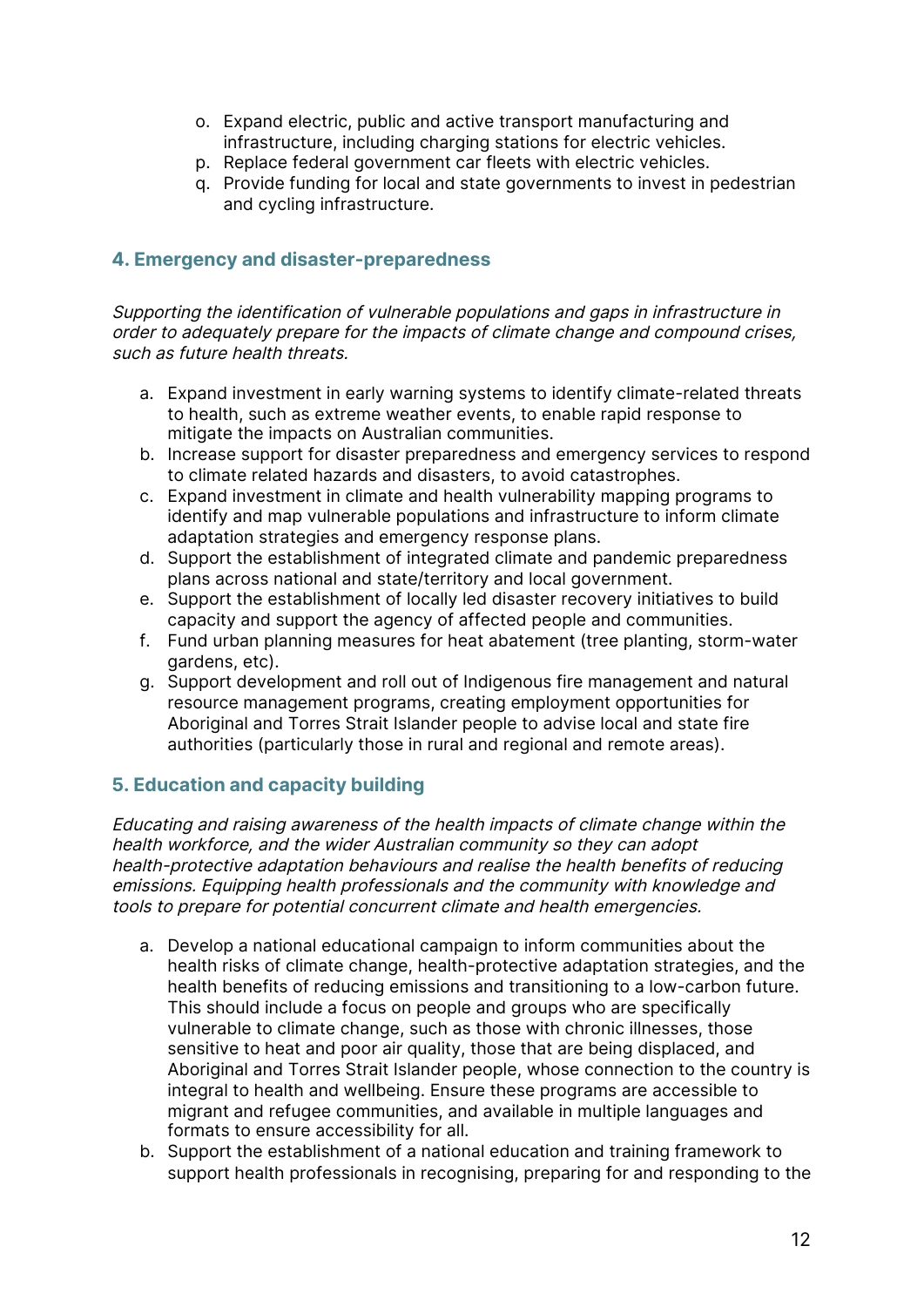o. Expand electric, public and active transport manufacturing and infrastructure, including charging stations for electric vehicles.
p. Replace federal government car fleets with electric vehicles.
q. Provide funding for local and state governments to invest in pedestrian and cycling infrastructure.

## 4. Emergency and disaster-preparedness

*Supporting the identification of vulnerable populations and gaps in infrastructure in order to adequately prepare for the impacts of climate change and compound crises, such as future health threats.*

a. Expand investment in early warning systems to identify climate-related threats to health, such as extreme weather events, to enable rapid response to mitigate the impacts on Australian communities.
b. Increase support for disaster preparedness and emergency services to respond to climate related hazards and disasters, to avoid catastrophes.
c. Expand investment in climate and health vulnerability mapping programs to identify and map vulnerable populations and infrastructure to inform climate adaptation strategies and emergency response plans.
d. Support the establishment of integrated climate and pandemic preparedness plans across national and state/territory and local government.
e. Support the establishment of locally led disaster recovery initiatives to build capacity and support the agency of affected people and communities.
f. Fund urban planning measures for heat abatement (tree planting, storm-water gardens, etc).
g. Support development and roll out of Indigenous fire management and natural resource management programs, creating employment opportunities for Aboriginal and Torres Strait Islander people to advise local and state fire authorities (particularly those in rural and regional and remote areas).

## 5. Education and capacity building

*Educating and raising awareness of the health impacts of climate change within the health workforce, and the wider Australian community so they can adopt health-protective adaptation behaviours and realise the health benefits of reducing emissions. Equipping health professionals and the community with knowledge and tools to prepare for potential concurrent climate and health emergencies.*

a. Develop a national educational campaign to inform communities about the health risks of climate change, health-protective adaptation strategies, and the health benefits of reducing emissions and transitioning to a low-carbon future. This should include a focus on people and groups who are specifically vulnerable to climate change, such as those with chronic illnesses, those sensitive to heat and poor air quality, those that are being displaced, and Aboriginal and Torres Strait Islander people, whose connection to the country is integral to health and wellbeing. Ensure these programs are accessible to migrant and refugee communities, and available in multiple languages and formats to ensure accessibility for all.
b. Support the establishment of a national education and training framework to support health professionals in recognising, preparing for and responding to the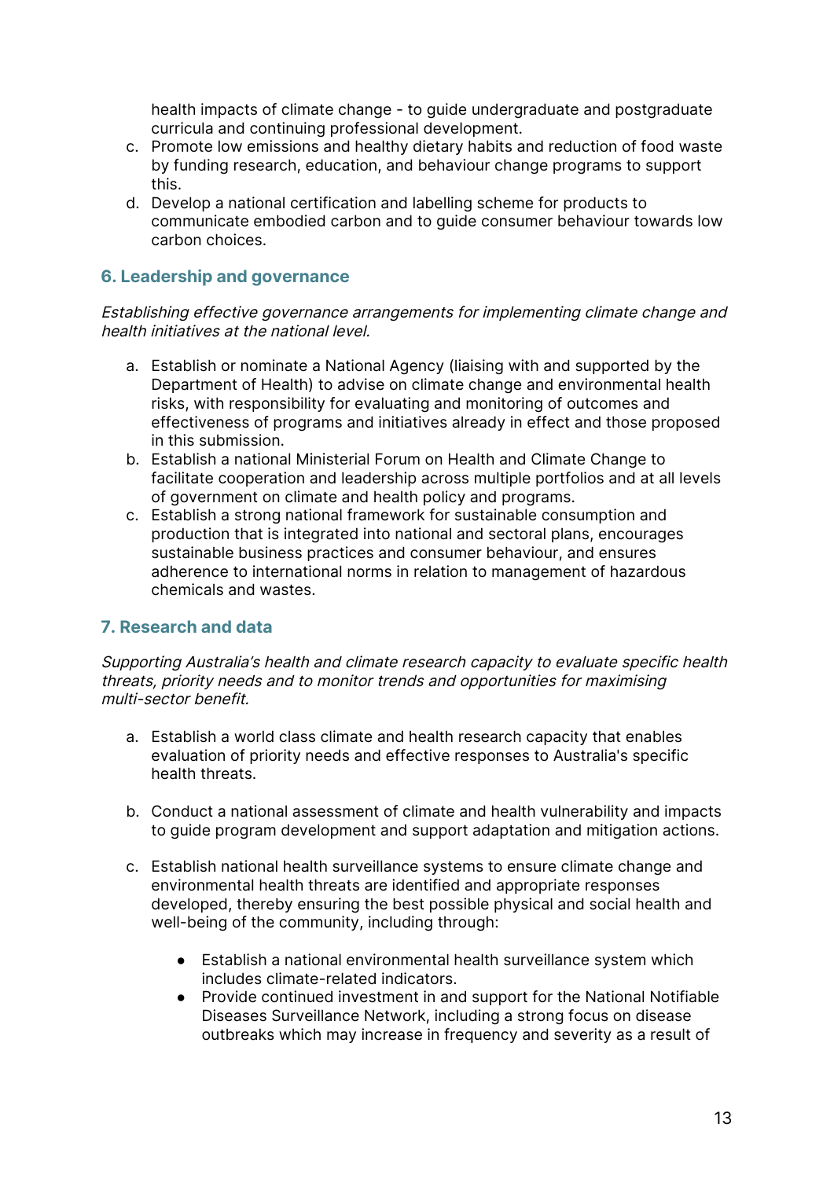health impacts of climate change - to guide undergraduate and postgraduate curricula and continuing professional development.

c. Promote low emissions and healthy dietary habits and reduction of food waste by funding research, education, and behaviour change programs to support this.
d. Develop a national certification and labelling scheme for products to communicate embodied carbon and to guide consumer behaviour towards low carbon choices.

### 6. Leadership and governance

*Establishing effective governance arrangements for implementing climate change and health initiatives at the national level.*

a. Establish or nominate a National Agency (liaising with and supported by the Department of Health) to advise on climate change and environmental health risks, with responsibility for evaluating and monitoring of outcomes and effectiveness of programs and initiatives already in effect and those proposed in this submission.
b. Establish a national Ministerial Forum on Health and Climate Change to facilitate cooperation and leadership across multiple portfolios and at all levels of government on climate and health policy and programs.
c. Establish a strong national framework for sustainable consumption and production that is integrated into national and sectoral plans, encourages sustainable business practices and consumer behaviour, and ensures adherence to international norms in relation to management of hazardous chemicals and wastes.

### 7. Research and data

*Supporting Australia's health and climate research capacity to evaluate specific health threats, priority needs and to monitor trends and opportunities for maximising multi-sector benefit.*

a. Establish a world class climate and health research capacity that enables evaluation of priority needs and effective responses to Australia's specific health threats.

b. Conduct a national assessment of climate and health vulnerability and impacts to guide program development and support adaptation and mitigation actions.

c. Establish national health surveillance systems to ensure climate change and environmental health threats are identified and appropriate responses developed, thereby ensuring the best possible physical and social health and well-being of the community, including through:

   - Establish a national environmental health surveillance system which includes climate-related indicators.
   - Provide continued investment in and support for the National Notifiable Diseases Surveillance Network, including a strong focus on disease outbreaks which may increase in frequency and severity as a result of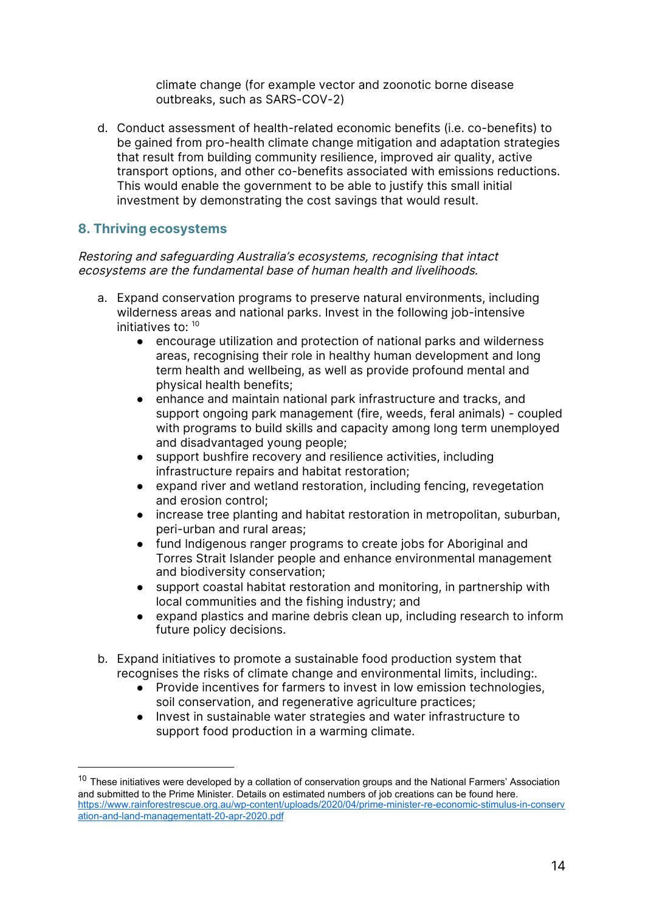climate change (for example vector and zoonotic borne disease outbreaks, such as SARS-COV-2)

d. Conduct assessment of health-related economic benefits (i.e. co-benefits) to be gained from pro-health climate change mitigation and adaptation strategies that result from building community resilience, improved air quality, active transport options, and other co-benefits associated with emissions reductions. This would enable the government to be able to justify this small initial investment by demonstrating the cost savings that would result.

## 8. Thriving ecosystems

*Restoring and safeguarding Australia's ecosystems, recognising that intact ecosystems are the fundamental base of human health and livelihoods.*

a. Expand conservation programs to preserve natural environments, including wilderness areas and national parks. Invest in the following job-intensive initiatives to: [10]
   - encourage utilization and protection of national parks and wilderness areas, recognising their role in healthy human development and long term health and wellbeing, as well as provide profound mental and physical health benefits;
   - enhance and maintain national park infrastructure and tracks, and support ongoing park management (fire, weeds, feral animals) - coupled with programs to build skills and capacity among long term unemployed and disadvantaged young people;
   - support bushfire recovery and resilience activities, including infrastructure repairs and habitat restoration;
   - expand river and wetland restoration, including fencing, revegetation and erosion control;
   - increase tree planting and habitat restoration in metropolitan, suburban, peri-urban and rural areas;
   - fund Indigenous ranger programs to create jobs for Aboriginal and Torres Strait Islander people and enhance environmental management and biodiversity conservation;
   - support coastal habitat restoration and monitoring, in partnership with local communities and the fishing industry; and
   - expand plastics and marine debris clean up, including research to inform future policy decisions.

b. Expand initiatives to promote a sustainable food production system that recognises the risks of climate change and environmental limits, including:.
   - Provide incentives for farmers to invest in low emission technologies, soil conservation, and regenerative agriculture practices;
   - Invest in sustainable water strategies and water infrastructure to support food production in a warming climate.

---

[10] These initiatives were developed by a collation of conservation groups and the National Farmers' Association and submitted to the Prime Minister. Details on estimated numbers of job creations can be found here. https://www.rainforestrescue.org.au/wp-content/uploads/2020/04/prime-minister-re-economic-stimulus-in-conservation-and-land-managementatt-20-apr-2020.pdf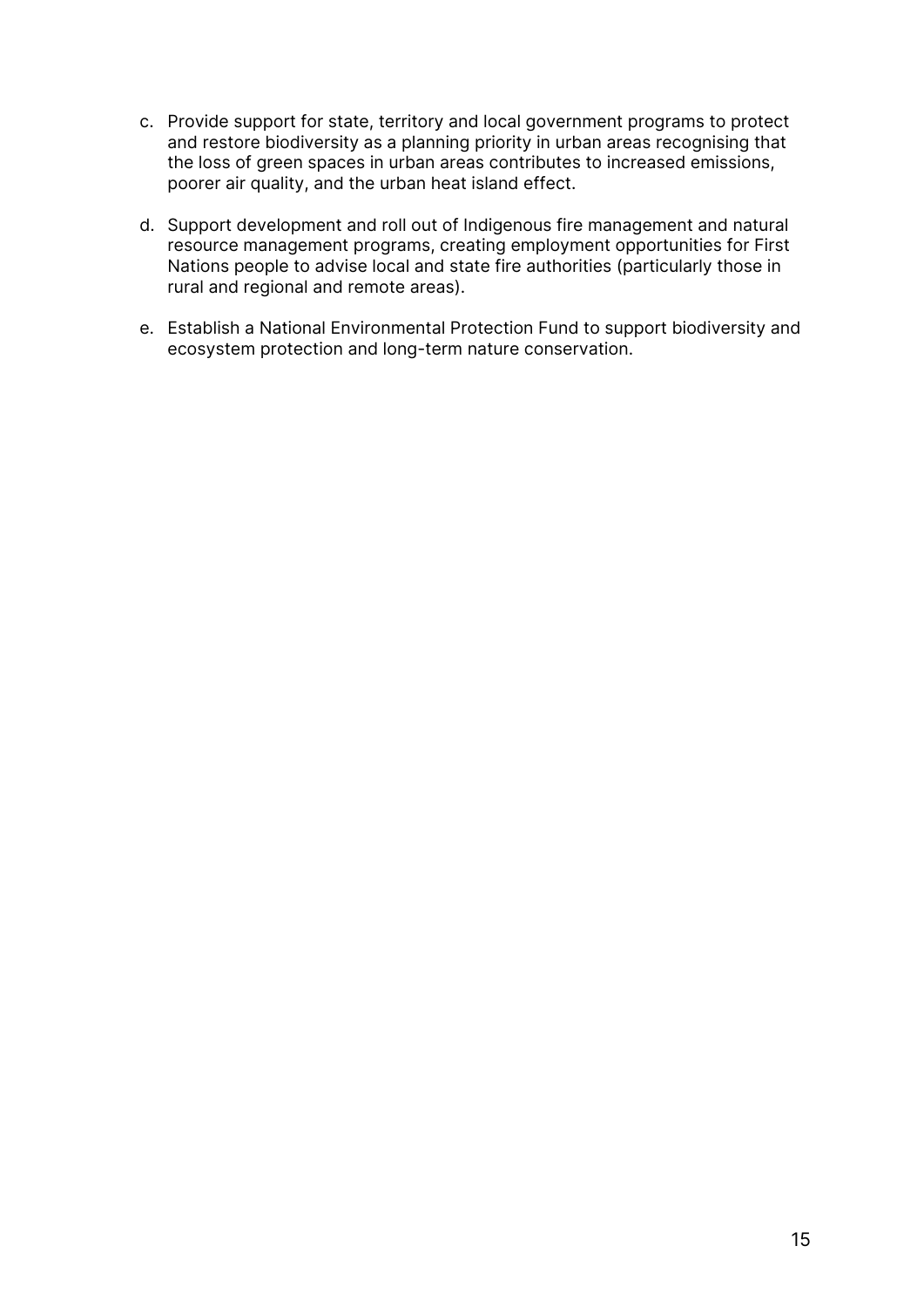c. Provide support for state, territory and local government programs to protect and restore biodiversity as a planning priority in urban areas recognising that the loss of green spaces in urban areas contributes to increased emissions, poorer air quality, and the urban heat island effect.

d. Support development and roll out of Indigenous fire management and natural resource management programs, creating employment opportunities for First Nations people to advise local and state fire authorities (particularly those in rural and regional and remote areas).

e. Establish a National Environmental Protection Fund to support biodiversity and ecosystem protection and long-term nature conservation.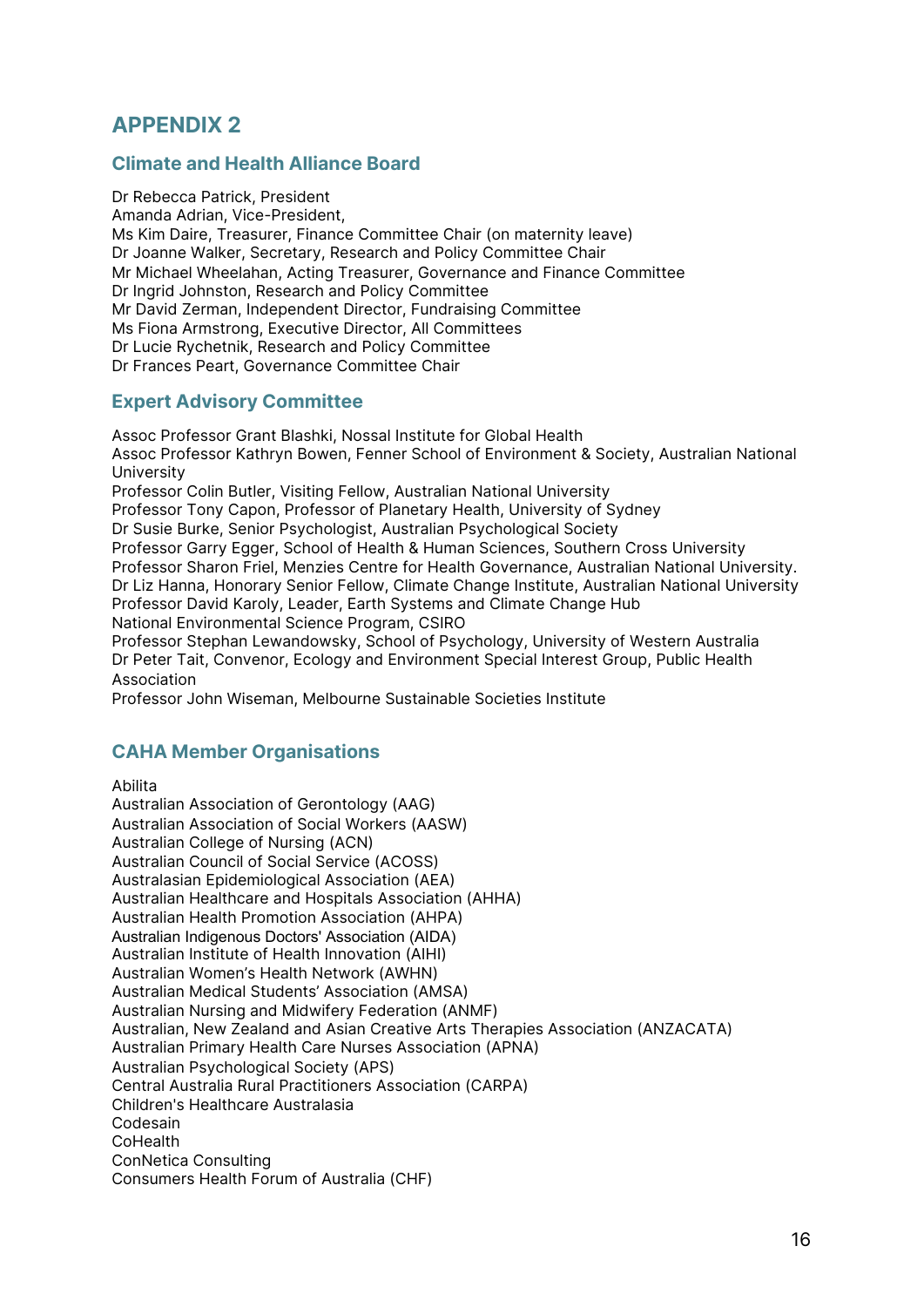# APPENDIX 2

## Climate and Health Alliance Board

Dr Rebecca Patrick, President
Amanda Adrian, Vice-President,
Ms Kim Daire, Treasurer, Finance Committee Chair (on maternity leave)
Dr Joanne Walker, Secretary, Research and Policy Committee Chair
Mr Michael Wheelahan, Acting Treasurer, Governance and Finance Committee
Dr Ingrid Johnston, Research and Policy Committee
Mr David Zerman, Independent Director, Fundraising Committee
Ms Fiona Armstrong, Executive Director, All Committees
Dr Lucie Rychetnik, Research and Policy Committee
Dr Frances Peart, Governance Committee Chair

## Expert Advisory Committee

Assoc Professor Grant Blashki, Nossal Institute for Global Health
Assoc Professor Kathryn Bowen, Fenner School of Environment & Society, Australian National University
Professor Colin Butler, Visiting Fellow, Australian National University
Professor Tony Capon, Professor of Planetary Health, University of Sydney
Dr Susie Burke, Senior Psychologist, Australian Psychological Society
Professor Garry Egger, School of Health & Human Sciences, Southern Cross University
Professor Sharon Friel, Menzies Centre for Health Governance, Australian National University.
Dr Liz Hanna, Honorary Senior Fellow, Climate Change Institute, Australian National University
Professor David Karoly, Leader, Earth Systems and Climate Change Hub
National Environmental Science Program, CSIRO
Professor Stephan Lewandowsky, School of Psychology, University of Western Australia
Dr Peter Tait, Convenor, Ecology and Environment Special Interest Group, Public Health Association
Professor John Wiseman, Melbourne Sustainable Societies Institute

## CAHA Member Organisations

Abilita
Australian Association of Gerontology (AAG)
Australian Association of Social Workers (AASW)
Australian College of Nursing (ACN)
Australian Council of Social Service (ACOSS)
Australasian Epidemiological Association (AEA)
Australian Healthcare and Hospitals Association (AHHA)
Australian Health Promotion Association (AHPA)
Australian Indigenous Doctors' Association (AIDA)
Australian Institute of Health Innovation (AIHI)
Australian Women's Health Network (AWHN)
Australian Medical Students' Association (AMSA)
Australian Nursing and Midwifery Federation (ANMF)
Australian, New Zealand and Asian Creative Arts Therapies Association (ANZACATA)
Australian Primary Health Care Nurses Association (APNA)
Australian Psychological Society (APS)
Central Australia Rural Practitioners Association (CARPA)
Children's Healthcare Australasia
Codesain
CoHealth
ConNetica Consulting
Consumers Health Forum of Australia (CHF)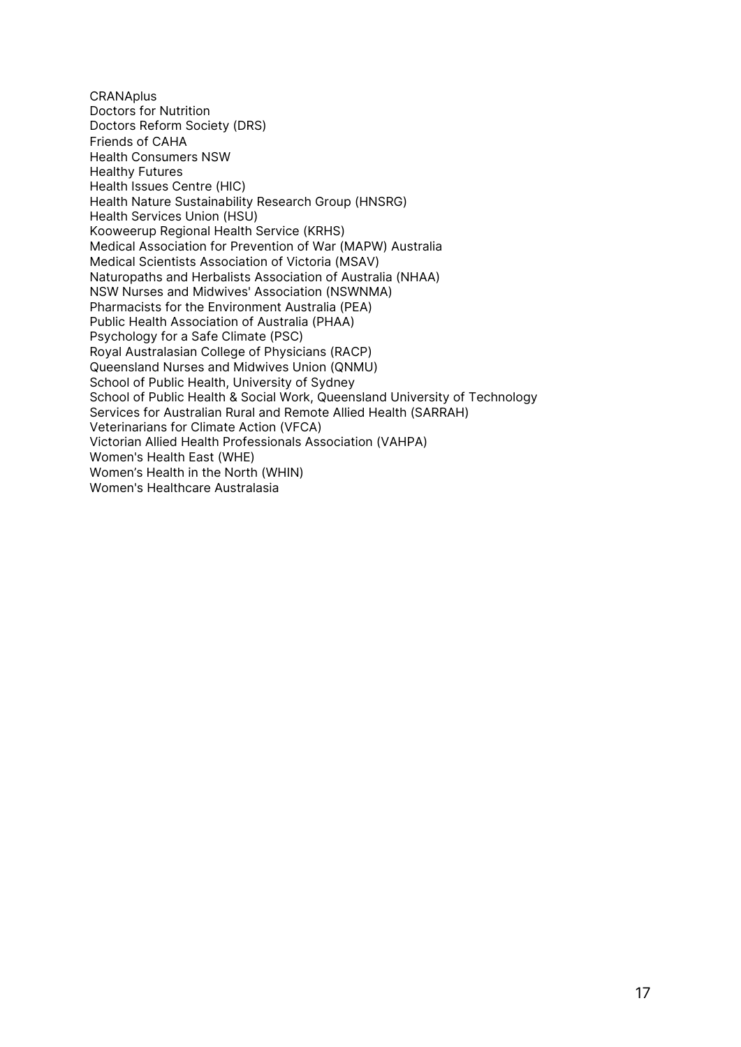CRANAplus
Doctors for Nutrition
Doctors Reform Society (DRS)
Friends of CAHA
Health Consumers NSW
Healthy Futures
Health Issues Centre (HIC)
Health Nature Sustainability Research Group (HNSRG)
Health Services Union (HSU)
Kooweerup Regional Health Service (KRHS)
Medical Association for Prevention of War (MAPW) Australia
Medical Scientists Association of Victoria (MSAV)
Naturopaths and Herbalists Association of Australia (NHAA)
NSW Nurses and Midwives' Association (NSWNMA)
Pharmacists for the Environment Australia (PEA)
Public Health Association of Australia (PHAA)
Psychology for a Safe Climate (PSC)
Royal Australasian College of Physicians (RACP)
Queensland Nurses and Midwives Union (QNMU)
School of Public Health, University of Sydney
School of Public Health & Social Work, Queensland University of Technology
Services for Australian Rural and Remote Allied Health (SARRAH)
Veterinarians for Climate Action (VFCA)
Victorian Allied Health Professionals Association (VAHPA)
Women's Health East (WHE)
Women's Health in the North (WHIN)
Women's Healthcare Australasia